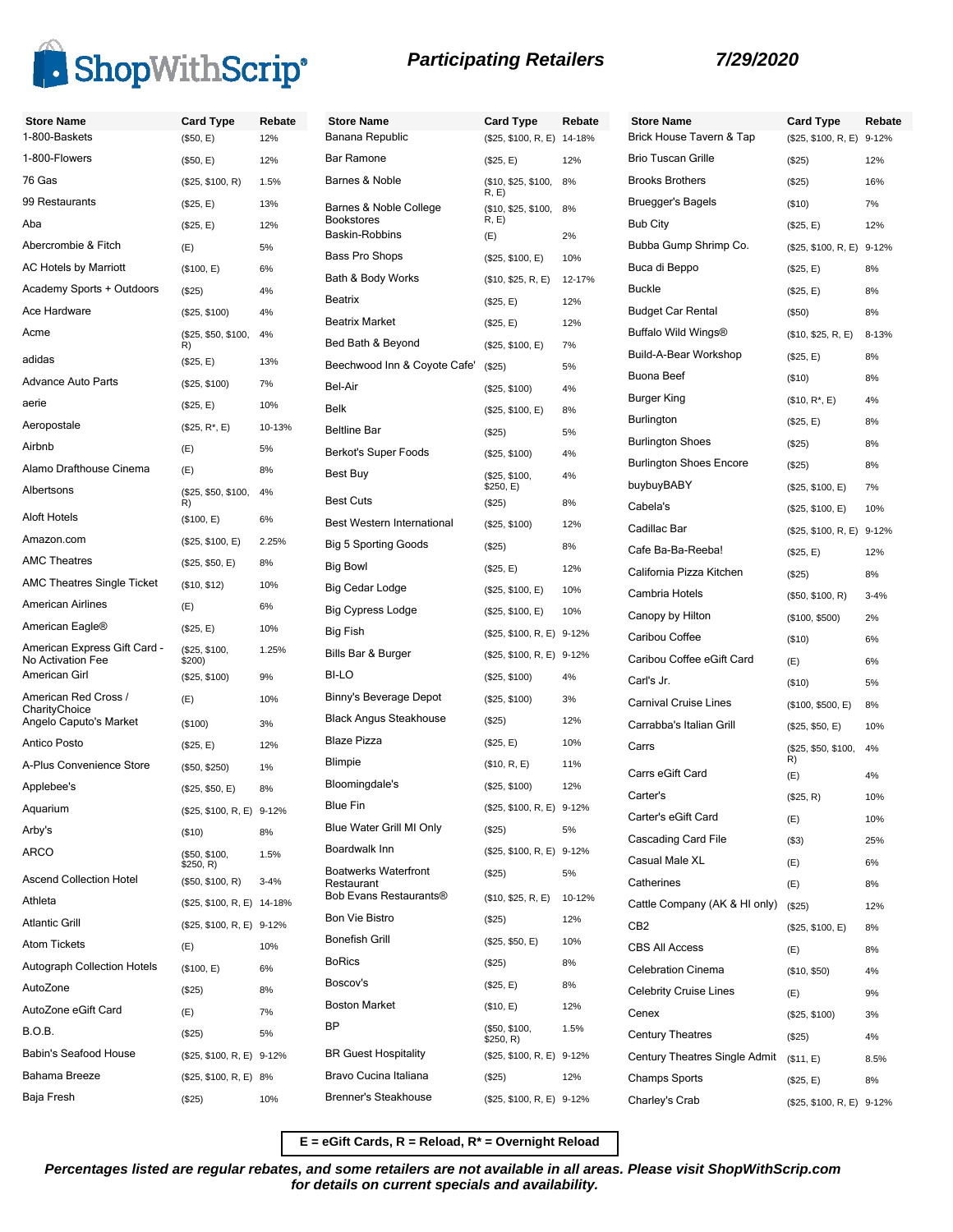# ShopWithScrip®

## Participating Retailers

**7/29/2020**

| Store Name | Card Type | Rebate |
|---|---|---|
| 1-800-Baskets | ($50, E) | 12% |
| 1-800-Flowers | ($50, E) | 12% |
| 76 Gas | ($25, $100, R) | 1.5% |
| 99 Restaurants | ($25, E) | 13% |
| Aba | ($25, E) | 12% |
| Abercrombie & Fitch | (E) | 5% |
| AC Hotels by Marriott | ($100, E) | 6% |
| Academy Sports + Outdoors | ($25) | 4% |
| Ace Hardware | ($25, $100) | 4% |
| Acme | ($25, $50, $100, R) | 4% |
| adidas | ($25, E) | 13% |
| Advance Auto Parts | ($25, $100) | 7% |
| aerie | ($25, E) | 10% |
| Aeropostale | ($25, R*, E) | 10-13% |
| Airbnb | (E) | 5% |
| Alamo Drafthouse Cinema | (E) | 8% |
| Albertsons | ($25, $50, $100, R) | 4% |
| Aloft Hotels | ($100, E) | 6% |
| Amazon.com | ($25, $100, E) | 2.25% |
| AMC Theatres | ($25, $50, E) | 8% |
| AMC Theatres Single Ticket | ($10, $12) | 10% |
| American Airlines | (E) | 6% |
| American Eagle® | ($25, E) | 10% |
| American Express Gift Card - No Activation Fee | ($25, $100, $200) | 1.25% |
| American Girl | ($25, $100) | 9% |
| American Red Cross / CharityChoice | (E) | 10% |
| Angelo Caputo's Market | ($100) | 3% |
| Antico Posto | ($25, E) | 12% |
| A-Plus Convenience Store | ($50, $250) | 1% |
| Applebee's | ($25, $50, E) | 8% |
| Aquarium | ($25, $100, R, E) | 9-12% |
| Arby's | ($10) | 8% |
| ARCO | ($50, $100, $250, R) | 1.5% |
| Ascend Collection Hotel | ($50, $100, R) | 3-4% |
| Athleta | ($25, $100, R, E) | 14-18% |
| Atlantic Grill | ($25, $100, R, E) | 9-12% |
| Atom Tickets | (E) | 10% |
| Autograph Collection Hotels | ($100, E) | 6% |
| AutoZone | ($25) | 8% |
| AutoZone eGift Card | (E) | 7% |
| B.O.B. | ($25) | 5% |
| Babin's Seafood House | ($25, $100, R, E) | 9-12% |
| Bahama Breeze | ($25, $100, R, E) | 8% |
| Baja Fresh | ($25) | 10% |
| Banana Republic | ($25, $100, R, E) | 14-18% |
| Bar Ramone | ($25, E) | 12% |
| Barnes & Noble | ($10, $25, $100, R, E) | 8% |
| Barnes & Noble College Bookstores | ($10, $25, $100, R, E) | 8% |
| Baskin-Robbins | (E) | 2% |
| Bass Pro Shops | ($25, $100, E) | 10% |
| Bath & Body Works | ($10, $25, R, E) | 12-17% |
| Beatrix | ($25, E) | 12% |
| Beatrix Market | ($25, E) | 12% |
| Bed Bath & Beyond | ($25, $100, E) | 7% |
| Beechwood Inn & Coyote Cafe' | ($25) | 5% |
| Bel-Air | ($25, $100) | 4% |
| Belk | ($25, $100, E) | 8% |
| Beltline Bar | ($25) | 5% |
| Berkot's Super Foods | ($25, $100) | 4% |
| Best Buy | ($25, $100, $250, E) | 4% |
| Best Cuts | ($25) | 8% |
| Best Western International | ($25, $100) | 12% |
| Big 5 Sporting Goods | ($25) | 8% |
| Big Bowl | ($25, E) | 12% |
| Big Cedar Lodge | ($25, $100, E) | 10% |
| Big Cypress Lodge | ($25, $100, E) | 10% |
| Big Fish | ($25, $100, R, E) | 9-12% |
| Bills Bar & Burger | ($25, $100, R, E) | 9-12% |
| BI-LO | ($25, $100) | 4% |
| Binny's Beverage Depot | ($25, $100) | 3% |
| Black Angus Steakhouse | ($25) | 12% |
| Blaze Pizza | ($25, E) | 10% |
| Blimpie | ($10, R, E) | 11% |
| Bloomingdale's | ($25, $100) | 12% |
| Blue Fin | ($25, $100, R, E) | 9-12% |
| Blue Water Grill MI Only | ($25) | 5% |
| Boardwalk Inn | ($25, $100, R, E) | 9-12% |
| Boatwerks Waterfront Restaurant | ($25) | 5% |
| Bob Evans Restaurants® | ($10, $25, R, E) | 10-12% |
| Bon Vie Bistro | ($25) | 12% |
| Bonefish Grill | ($25, $50, E) | 10% |
| BoRics | ($25) | 8% |
| Boscov's | ($25, E) | 8% |
| Boston Market | ($10, E) | 12% |
| BP | ($50, $100, $250, R) | 1.5% |
| BR Guest Hospitality | ($25, $100, R, E) | 9-12% |
| Bravo Cucina Italiana | ($25) | 12% |
| Brenner's Steakhouse | ($25, $100, R, E) | 9-12% |
| Brick House Tavern & Tap | ($25, $100, R, E) | 9-12% |
| Brio Tuscan Grille | ($25) | 12% |
| Brooks Brothers | ($25) | 16% |
| Bruegger's Bagels | ($10) | 7% |
| Bub City | ($25, E) | 12% |
| Bubba Gump Shrimp Co. | ($25, $100, R, E) | 9-12% |
| Buca di Beppo | ($25, E) | 8% |
| Buckle | ($25, E) | 8% |
| Budget Car Rental | ($50) | 8% |
| Buffalo Wild Wings® | ($10, $25, R, E) | 8-13% |
| Build-A-Bear Workshop | ($25, E) | 8% |
| Buona Beef | ($10) | 8% |
| Burger King | ($10, R*, E) | 4% |
| Burlington | ($25, E) | 8% |
| Burlington Shoes | ($25) | 8% |
| Burlington Shoes Encore | ($25) | 8% |
| buybuyBABY | ($25, $100, E) | 7% |
| Cabela's | ($25, $100, E) | 10% |
| Cadillac Bar | ($25, $100, R, E) | 9-12% |
| Cafe Ba-Ba-Reeba! | ($25, E) | 12% |
| California Pizza Kitchen | ($25) | 8% |
| Cambria Hotels | ($50, $100, R) | 3-4% |
| Canopy by Hilton | ($100, $500) | 2% |
| Caribou Coffee | ($10) | 6% |
| Caribou Coffee eGift Card | (E) | 6% |
| Carl's Jr. | ($10) | 5% |
| Carnival Cruise Lines | ($100, $500, E) | 8% |
| Carrabba's Italian Grill | ($25, $50, E) | 10% |
| Carrs | ($25, $50, $100, R) | 4% |
| Carrs eGift Card | (E) | 4% |
| Carter's | ($25, R) | 10% |
| Carter's eGift Card | (E) | 10% |
| Cascading Card File | ($3) | 25% |
| Casual Male XL | (E) | 6% |
| Catherines | (E) | 8% |
| Cattle Company (AK & HI only) | ($25) | 12% |
| CB2 | ($25, $100, E) | 8% |
| CBS All Access | (E) | 8% |
| Celebration Cinema | ($10, $50) | 4% |
| Celebrity Cruise Lines | (E) | 9% |
| Cenex | ($25, $100) | 3% |
| Century Theatres | ($25) | 4% |
| Century Theatres Single Admit | ($11, E) | 8.5% |
| Champs Sports | ($25, E) | 8% |
| Charley's Crab | ($25, $100, R, E) | 9-12% |

**E = eGift Cards, R = Reload, R* = Overnight Reload**

***Percentages listed are regular rebates, and some retailers are not available in all areas. Please visit ShopWithScrip.com for details on current specials and availability.***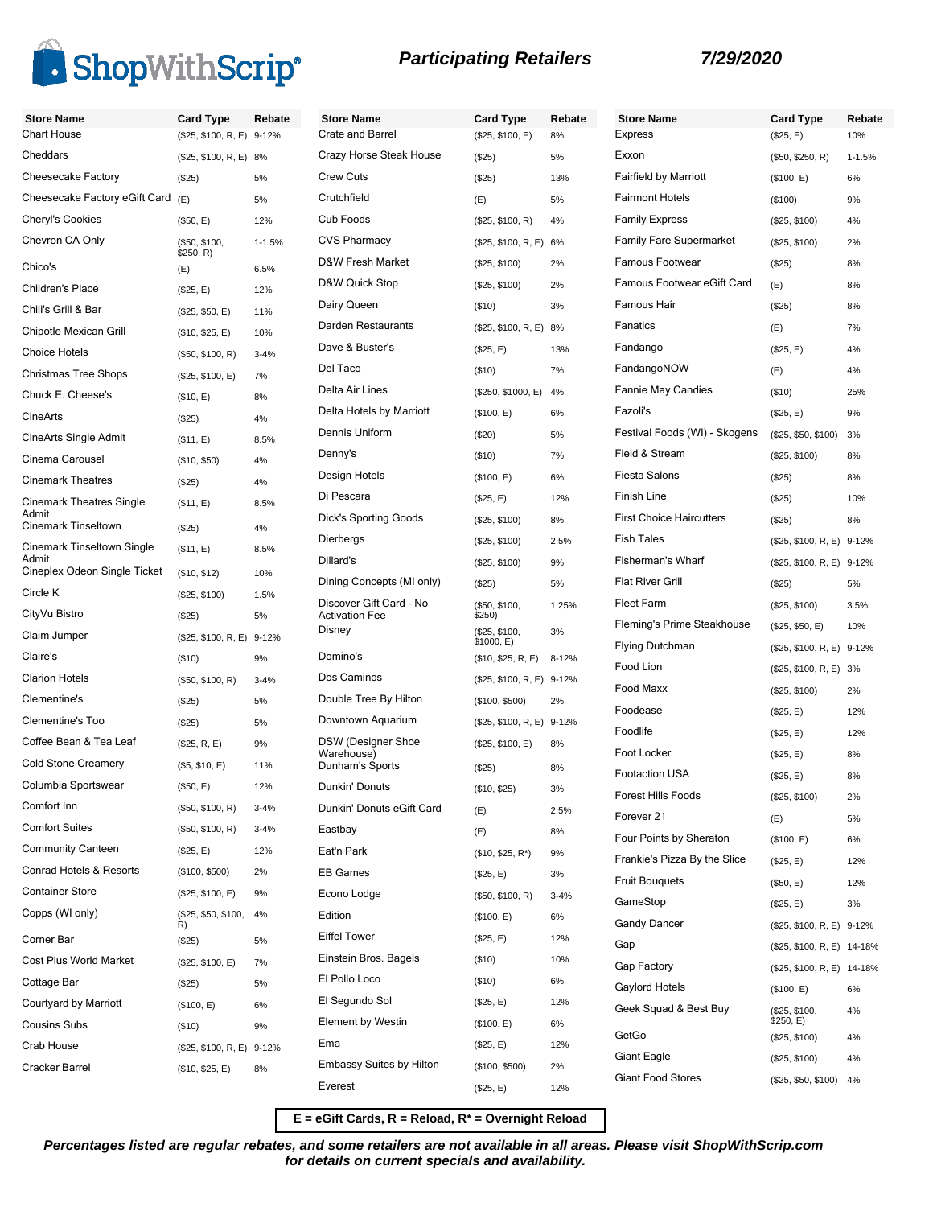# ShopWithScrip®

## Participating Retailers

**7/29/2020**

| Store Name | Card Type | Rebate |
|---|---|---|
| Chart House | ($25, $100, R, E) | 9-12% |
| Cheddars | ($25, $100, R, E) | 8% |
| Cheesecake Factory | ($25) | 5% |
| Cheesecake Factory eGift Card | (E) | 5% |
| Cheryl's Cookies | ($50, E) | 12% |
| Chevron CA Only | ($50, $100, $250, R) | 1-1.5% |
| Chico's | (E) | 6.5% |
| Children's Place | ($25, E) | 12% |
| Chili's Grill & Bar | ($25, $50, E) | 11% |
| Chipotle Mexican Grill | ($10, $25, E) | 10% |
| Choice Hotels | ($50, $100, R) | 3-4% |
| Christmas Tree Shops | ($25, $100, E) | 7% |
| Chuck E. Cheese's | ($10, E) | 8% |
| CineArts | ($25) | 4% |
| CineArts Single Admit | ($11, E) | 8.5% |
| Cinema Carousel | ($10, $50) | 4% |
| Cinemark Theatres | ($25) | 4% |
| Cinemark Theatres Single Admit | ($11, E) | 8.5% |
| Cinemark Tinseltown | ($25) | 4% |
| Cinemark Tinseltown Single Admit | ($11, E) | 8.5% |
| Cineplex Odeon Single Ticket | ($10, $12) | 10% |
| Circle K | ($25, $100) | 1.5% |
| CityVu Bistro | ($25) | 5% |
| Claim Jumper | ($25, $100, R, E) | 9-12% |
| Claire's | ($10) | 9% |
| Clarion Hotels | ($50, $100, R) | 3-4% |
| Clementine's | ($25) | 5% |
| Clementine's Too | ($25) | 5% |
| Coffee Bean & Tea Leaf | ($25, R, E) | 9% |
| Cold Stone Creamery | ($5, $10, E) | 11% |
| Columbia Sportswear | ($50, E) | 12% |
| Comfort Inn | ($50, $100, R) | 3-4% |
| Comfort Suites | ($50, $100, R) | 3-4% |
| Community Canteen | ($25, E) | 12% |
| Conrad Hotels & Resorts | ($100, $500) | 2% |
| Container Store | ($25, $100, E) | 9% |
| Copps (WI only) | ($25, $50, $100, R) | 4% |
| Corner Bar | ($25) | 5% |
| Cost Plus World Market | ($25, $100, E) | 7% |
| Cottage Bar | ($25) | 5% |
| Courtyard by Marriott | ($100, E) | 6% |
| Cousins Subs | ($10) | 9% |
| Crab House | ($25, $100, R, E) | 9-12% |
| Cracker Barrel | ($10, $25, E) | 8% |
| Crate and Barrel | ($25, $100, E) | 8% |
| Crazy Horse Steak House | ($25) | 5% |
| Crew Cuts | ($25) | 13% |
| Crutchfield | (E) | 5% |
| Cub Foods | ($25, $100, R) | 4% |
| CVS Pharmacy | ($25, $100, R, E) | 6% |
| D&W Fresh Market | ($25, $100) | 2% |
| D&W Quick Stop | ($25, $100) | 2% |
| Dairy Queen | ($10) | 3% |
| Darden Restaurants | ($25, $100, R, E) | 8% |
| Dave & Buster's | ($25, E) | 13% |
| Del Taco | ($10) | 7% |
| Delta Air Lines | ($250, $1000, E) | 4% |
| Delta Hotels by Marriott | ($100, E) | 6% |
| Dennis Uniform | ($20) | 5% |
| Denny's | ($10) | 7% |
| Design Hotels | ($100, E) | 6% |
| Di Pescara | ($25, E) | 12% |
| Dick's Sporting Goods | ($25, $100) | 8% |
| Dierbergs | ($25, $100) | 2.5% |
| Dillard's | ($25, $100) | 9% |
| Dining Concepts (MI only) | ($25) | 5% |
| Discover Gift Card - No Activation Fee | ($50, $100, $250) | 1.25% |
| Disney | ($25, $100, $1000, E) | 3% |
| Domino's | ($10, $25, R, E) | 8-12% |
| Dos Caminos | ($25, $100, R, E) | 9-12% |
| Double Tree By Hilton | ($100, $500) | 2% |
| Downtown Aquarium | ($25, $100, R, E) | 9-12% |
| DSW (Designer Shoe Warehouse) | ($25, $100, E) | 8% |
| Dunham's Sports | ($25) | 8% |
| Dunkin' Donuts | ($10, $25) | 3% |
| Dunkin' Donuts eGift Card | (E) | 2.5% |
| Eastbay | (E) | 8% |
| Eat'n Park | ($10, $25, R*) | 9% |
| EB Games | ($25, E) | 3% |
| Econo Lodge | ($50, $100, R) | 3-4% |
| Edition | ($100, E) | 6% |
| Eiffel Tower | ($25, E) | 12% |
| Einstein Bros. Bagels | ($10) | 10% |
| El Pollo Loco | ($10) | 6% |
| El Segundo Sol | ($25, E) | 12% |
| Element by Westin | ($100, E) | 6% |
| Ema | ($25, E) | 12% |
| Embassy Suites by Hilton | ($100, $500) | 2% |
| Everest | ($25, E) | 12% |
| Express | ($25, E) | 10% |
| Exxon | ($50, $250, R) | 1-1.5% |
| Fairfield by Marriott | ($100, E) | 6% |
| Fairmont Hotels | ($100) | 9% |
| Family Express | ($25, $100) | 4% |
| Family Fare Supermarket | ($25, $100) | 2% |
| Famous Footwear | ($25) | 8% |
| Famous Footwear eGift Card | (E) | 8% |
| Famous Hair | ($25) | 8% |
| Fanatics | (E) | 7% |
| Fandango | ($25, E) | 4% |
| FandangoNOW | (E) | 4% |
| Fannie May Candies | ($10) | 25% |
| Fazoli's | ($25, E) | 9% |
| Festival Foods (WI) - Skogens | ($25, $50, $100) | 3% |
| Field & Stream | ($25, $100) | 8% |
| Fiesta Salons | ($25) | 8% |
| Finish Line | ($25) | 10% |
| First Choice Haircutters | ($25) | 8% |
| Fish Tales | ($25, $100, R, E) | 9-12% |
| Fisherman's Wharf | ($25, $100, R, E) | 9-12% |
| Flat River Grill | ($25) | 5% |
| Fleet Farm | ($25, $100) | 3.5% |
| Fleming's Prime Steakhouse | ($25, $50, E) | 10% |
| Flying Dutchman | ($25, $100, R, E) | 9-12% |
| Food Lion | ($25, $100, R, E) | 3% |
| Food Maxx | ($25, $100) | 2% |
| Foodease | ($25, E) | 12% |
| Foodlife | ($25, E) | 12% |
| Foot Locker | ($25, E) | 8% |
| Footaction USA | ($25, E) | 8% |
| Forest Hills Foods | ($25, $100) | 2% |
| Forever 21 | (E) | 5% |
| Four Points by Sheraton | ($100, E) | 6% |
| Frankie's Pizza By the Slice | ($25, E) | 12% |
| Fruit Bouquets | ($50, E) | 12% |
| GameStop | ($25, E) | 3% |
| Gandy Dancer | ($25, $100, R, E) | 9-12% |
| Gap | ($25, $100, R, E) | 14-18% |
| Gap Factory | ($25, $100, R, E) | 14-18% |
| Gaylord Hotels | ($100, E) | 6% |
| Geek Squad & Best Buy | ($25, $100, $250, E) | 4% |
| GetGo | ($25, $100) | 4% |
| Giant Eagle | ($25, $100) | 4% |
| Giant Food Stores | ($25, $50, $100) | 4% |

**E = eGift Cards, R = Reload, R* = Overnight Reload**

***Percentages listed are regular rebates, and some retailers are not available in all areas. Please visit ShopWithScrip.com for details on current specials and availability.***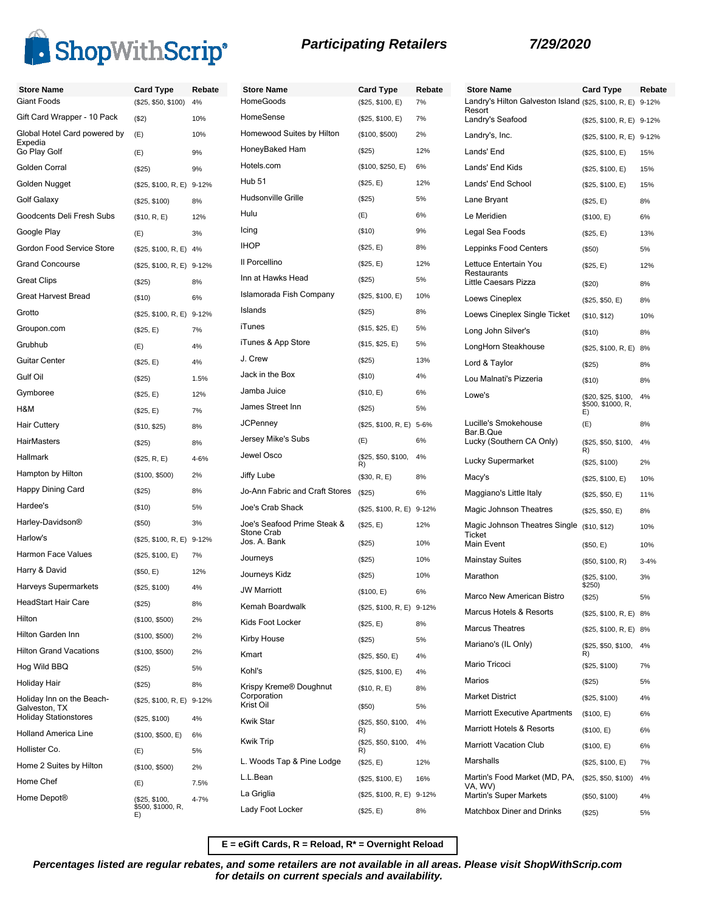# Participating Retailers

**7/29/2020**

| Store Name | Card Type | Rebate |
|---|---|---|
| Giant Foods | ($25, $50, $100) | 4% |
| Gift Card Wrapper - 10 Pack | ($2) | 10% |
| Global Hotel Card powered by Expedia | (E) | 10% |
| Go Play Golf | (E) | 9% |
| Golden Corral | ($25) | 9% |
| Golden Nugget | ($25, $100, R, E) | 9-12% |
| Golf Galaxy | ($25, $100) | 8% |
| Goodcents Deli Fresh Subs | ($10, R, E) | 12% |
| Google Play | (E) | 3% |
| Gordon Food Service Store | ($25, $100, R, E) | 4% |
| Grand Concourse | ($25, $100, R, E) | 9-12% |
| Great Clips | ($25) | 8% |
| Great Harvest Bread | ($10) | 6% |
| Grotto | ($25, $100, R, E) | 9-12% |
| Groupon.com | ($25, E) | 7% |
| Grubhub | (E) | 4% |
| Guitar Center | ($25, E) | 4% |
| Gulf Oil | ($25) | 1.5% |
| Gymboree | ($25, E) | 12% |
| H&M | ($25, E) | 7% |
| Hair Cuttery | ($10, $25) | 8% |
| HairMasters | ($25) | 8% |
| Hallmark | ($25, R, E) | 4-6% |
| Hampton by Hilton | ($100, $500) | 2% |
| Happy Dining Card | ($25) | 8% |
| Hardee's | ($10) | 5% |
| Harley-Davidson® | ($50) | 3% |
| Harlow's | ($25, $100, R, E) | 9-12% |
| Harmon Face Values | ($25, $100, E) | 7% |
| Harry & David | ($50, E) | 12% |
| Harveys Supermarkets | ($25, $100) | 4% |
| HeadStart Hair Care | ($25) | 8% |
| Hilton | ($100, $500) | 2% |
| Hilton Garden Inn | ($100, $500) | 2% |
| Hilton Grand Vacations | ($100, $500) | 2% |
| Hog Wild BBQ | ($25) | 5% |
| Holiday Hair | ($25) | 8% |
| Holiday Inn on the Beach-Galveston, TX | ($25, $100, R, E) | 9-12% |
| Holiday Stationstores | ($25, $100) | 4% |
| Holland America Line | ($100, $500, E) | 6% |
| Hollister Co. | (E) | 5% |
| Home 2 Suites by Hilton | ($100, $500) | 2% |
| Home Chef | (E) | 7.5% |
| Home Depot® | ($25, $100, $500, $1000, R, E) | 4-7% |
| HomeGoods | ($25, $100, E) | 7% |
| HomeSense | ($25, $100, E) | 7% |
| Homewood Suites by Hilton | ($100, $500) | 2% |
| HoneyBaked Ham | ($25) | 12% |
| Hotels.com | ($100, $250, E) | 6% |
| Hub 51 | ($25, E) | 12% |
| Hudsonville Grille | ($25) | 5% |
| Hulu | (E) | 6% |
| Icing | ($10) | 9% |
| IHOP | ($25, E) | 8% |
| Il Porcellino | ($25, E) | 12% |
| Inn at Hawks Head | ($25) | 5% |
| Islamorada Fish Company | ($25, $100, E) | 10% |
| Islands | ($25) | 8% |
| iTunes | ($15, $25, E) | 5% |
| iTunes & App Store | ($15, $25, E) | 5% |
| J. Crew | ($25) | 13% |
| Jack in the Box | ($10) | 4% |
| Jamba Juice | ($10, E) | 6% |
| James Street Inn | ($25) | 5% |
| JCPenney | ($25, $100, R, E) | 5-6% |
| Jersey Mike's Subs | (E) | 6% |
| Jewel Osco | ($25, $50, $100, R) | 4% |
| Jiffy Lube | ($30, R, E) | 8% |
| Jo-Ann Fabric and Craft Stores | ($25) | 6% |
| Joe's Crab Shack | ($25, $100, R, E) | 9-12% |
| Joe's Seafood Prime Steak & Stone Crab | ($25, E) | 12% |
| Jos. A. Bank | ($25) | 10% |
| Journeys | ($25) | 10% |
| Journeys Kidz | ($25) | 10% |
| JW Marriott | ($100, E) | 6% |
| Kemah Boardwalk | ($25, $100, R, E) | 9-12% |
| Kids Foot Locker | ($25, E) | 8% |
| Kirby House | ($25) | 5% |
| Kmart | ($25, $50, E) | 4% |
| Kohl's | ($25, $100, E) | 4% |
| Krispy Kreme® Doughnut Corporation | ($10, R, E) | 8% |
| Krist Oil | ($50) | 5% |
| Kwik Star | ($25, $50, $100, R) | 4% |
| Kwik Trip | ($25, $50, $100, R) | 4% |
| L. Woods Tap & Pine Lodge | ($25, E) | 12% |
| L.L.Bean | ($25, $100, E) | 16% |
| La Griglia | ($25, $100, R, E) | 9-12% |
| Lady Foot Locker | ($25, E) | 8% |
| Landry's Hilton Galveston Island Resort | ($25, $100, R, E) | 9-12% |
| Landry's Seafood | ($25, $100, R, E) | 9-12% |
| Landry's, Inc. | ($25, $100, R, E) | 9-12% |
| Lands' End | ($25, $100, E) | 15% |
| Lands' End Kids | ($25, $100, E) | 15% |
| Lands' End School | ($25, $100, E) | 15% |
| Lane Bryant | ($25, E) | 8% |
| Le Meridien | ($100, E) | 6% |
| Legal Sea Foods | ($25, E) | 13% |
| Leppinks Food Centers | ($50) | 5% |
| Lettuce Entertain You Restaurants | ($25, E) | 12% |
| Little Caesars Pizza | ($20) | 8% |
| Loews Cineplex | ($25, $50, E) | 8% |
| Loews Cineplex Single Ticket | ($10, $12) | 10% |
| Long John Silver's | ($10) | 8% |
| LongHorn Steakhouse | ($25, $100, R, E) | 8% |
| Lord & Taylor | ($25) | 8% |
| Lou Malnati's Pizzeria | ($10) | 8% |
| Lowe's | ($20, $25, $100, $500, $1000, R, E) | 4% |
| Lucille's Smokehouse Bar.B.Que | (E) | 8% |
| Lucky (Southern CA Only) | ($25, $50, $100, R) | 4% |
| Lucky Supermarket | ($25, $100) | 2% |
| Macy's | ($25, $100, E) | 10% |
| Maggiano's Little Italy | ($25, $50, E) | 11% |
| Magic Johnson Theatres | ($25, $50, E) | 8% |
| Magic Johnson Theatres Single Ticket | ($10, $12) | 10% |
| Main Event | ($50, E) | 10% |
| Mainstay Suites | ($50, $100, R) | 3-4% |
| Marathon | ($25, $100, $250) | 3% |
| Marco New American Bistro | ($25) | 5% |
| Marcus Hotels & Resorts | ($25, $100, R, E) | 8% |
| Marcus Theatres | ($25, $100, R, E) | 8% |
| Mariano's (IL Only) | ($25, $50, $100, R) | 4% |
| Mario Tricoci | ($25, $100) | 7% |
| Marios | ($25) | 5% |
| Market District | ($25, $100) | 4% |
| Marriott Executive Apartments | ($100, E) | 6% |
| Marriott Hotels & Resorts | ($100, E) | 6% |
| Marriott Vacation Club | ($100, E) | 6% |
| Marshalls | ($25, $100, E) | 7% |
| Martin's Food Market (MD, PA, VA, WV) | ($25, $50, $100) | 4% |
| Martin's Super Markets | ($50, $100) | 4% |
| Matchbox Diner and Drinks | ($25) | 5% |

**E = eGift Cards, R = Reload, R* = Overnight Reload**

***Percentages listed are regular rebates, and some retailers are not available in all areas. Please visit ShopWithScrip.com for details on current specials and availability.***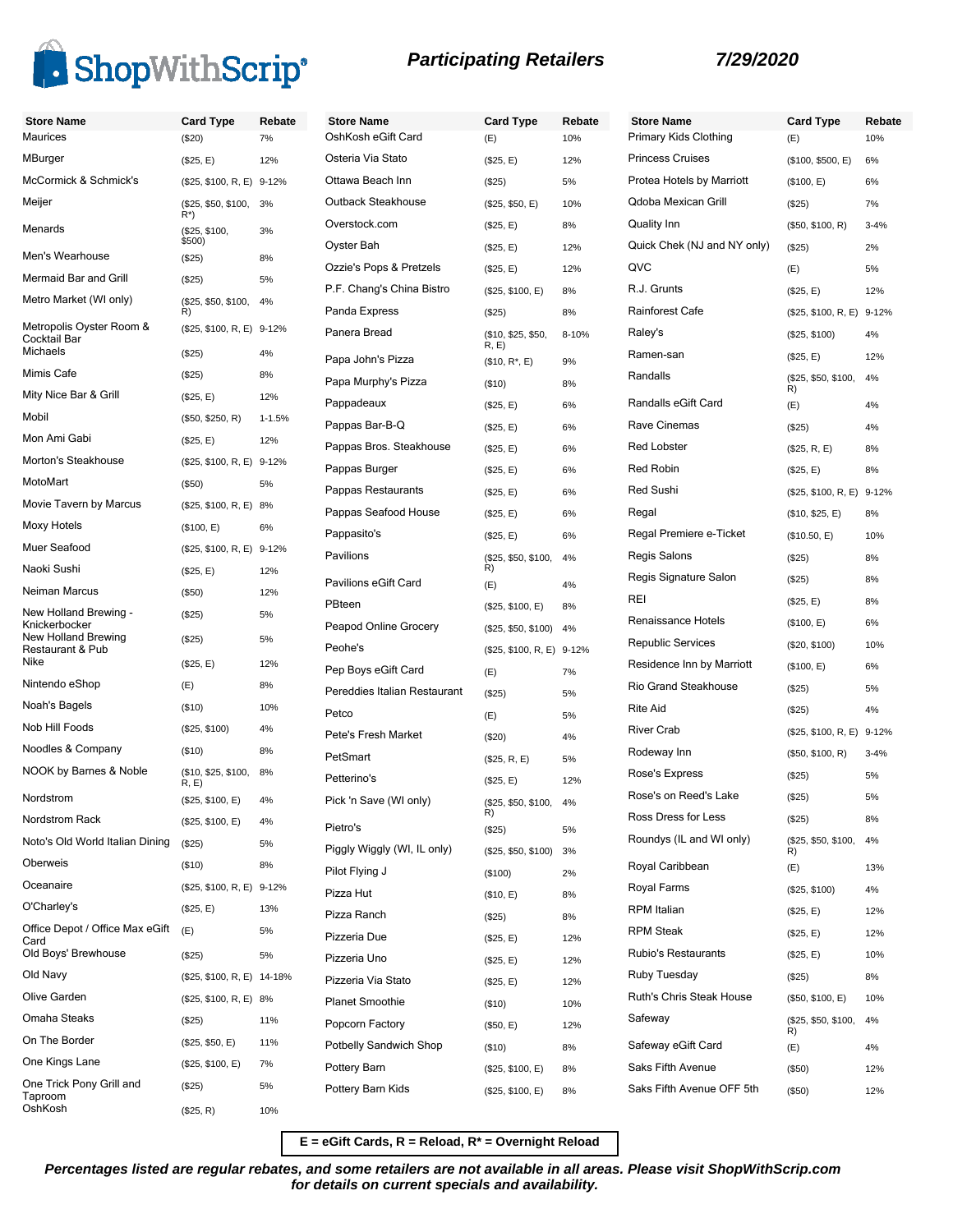# ShopWithScrip

**_Participating Retailers_** **_7/29/2020_**

| Store Name | Card Type | Rebate |
|---|---|---|
| Maurices | ($20) | 7% |
| MBurger | ($25, E) | 12% |
| McCormick & Schmick's | ($25, $100, R, E) | 9-12% |
| Meijer | ($25, $50, $100, R*) | 3% |
| Menards | ($25, $100, $500) | 3% |
| Men's Wearhouse | ($25) | 8% |
| Mermaid Bar and Grill | ($25) | 5% |
| Metro Market (WI only) | ($25, $50, $100, R) | 4% |
| Metropolis Oyster Room & Cocktail Bar | ($25, $100, R, E) | 9-12% |
| Michaels | ($25) | 4% |
| Mimis Cafe | ($25) | 8% |
| Mity Nice Bar & Grill | ($25, E) | 12% |
| Mobil | ($50, $250, R) | 1-1.5% |
| Mon Ami Gabi | ($25, E) | 12% |
| Morton's Steakhouse | ($25, $100, R, E) | 9-12% |
| MotoMart | ($50) | 5% |
| Movie Tavern by Marcus | ($25, $100, R, E) | 8% |
| Moxy Hotels | ($100, E) | 6% |
| Muer Seafood | ($25, $100, R, E) | 9-12% |
| Naoki Sushi | ($25, E) | 12% |
| Neiman Marcus | ($50) | 12% |
| New Holland Brewing - Knickerbocker | ($25) | 5% |
| New Holland Brewing Restaurant & Pub | ($25) | 5% |
| Nike | ($25, E) | 12% |
| Nintendo eShop | (E) | 8% |
| Noah's Bagels | ($10) | 10% |
| Nob Hill Foods | ($25, $100) | 4% |
| Noodles & Company | ($10) | 8% |
| NOOK by Barnes & Noble | ($10, $25, $100, R, E) | 8% |
| Nordstrom | ($25, $100, E) | 4% |
| Nordstrom Rack | ($25, $100, E) | 4% |
| Noto's Old World Italian Dining | ($25) | 5% |
| Oberweis | ($10) | 8% |
| Oceanaire | ($25, $100, R, E) | 9-12% |
| O'Charley's | ($25, E) | 13% |
| Office Depot / Office Max eGift Card | (E) | 5% |
| Old Boys' Brewhouse | ($25) | 5% |
| Old Navy | ($25, $100, R, E) | 14-18% |
| Olive Garden | ($25, $100, R, E) | 8% |
| Omaha Steaks | ($25) | 11% |
| On The Border | ($25, $50, E) | 11% |
| One Kings Lane | ($25, $100, E) | 7% |
| One Trick Pony Grill and Taproom | ($25) | 5% |
| OshKosh | ($25, R) | 10% |
| OshKosh eGift Card | (E) | 10% |
| Osteria Via Stato | ($25, E) | 12% |
| Ottawa Beach Inn | ($25) | 5% |
| Outback Steakhouse | ($25, $50, E) | 10% |
| Overstock.com | ($25, E) | 8% |
| Oyster Bah | ($25, E) | 12% |
| Ozzie's Pops & Pretzels | ($25, E) | 12% |
| P.F. Chang's China Bistro | ($25, $100, E) | 8% |
| Panda Express | ($25) | 8% |
| Panera Bread | ($10, $25, $50, R, E) | 8-10% |
| Papa John's Pizza | ($10, R*, E) | 9% |
| Papa Murphy's Pizza | ($10) | 8% |
| Pappadeaux | ($25, E) | 6% |
| Pappas Bar-B-Q | ($25, E) | 6% |
| Pappas Bros. Steakhouse | ($25, E) | 6% |
| Pappas Burger | ($25, E) | 6% |
| Pappas Restaurants | ($25, E) | 6% |
| Pappas Seafood House | ($25, E) | 6% |
| Pappasito's | ($25, E) | 6% |
| Pavilions | ($25, $50, $100, R) | 4% |
| Pavilions eGift Card | (E) | 4% |
| PBteen | ($25, $100, E) | 8% |
| Peapod Online Grocery | ($25, $50, $100) | 4% |
| Peohe's | ($25, $100, R, E) | 9-12% |
| Pep Boys eGift Card | (E) | 7% |
| Pereddies Italian Restaurant | ($25) | 5% |
| Petco | (E) | 5% |
| Pete's Fresh Market | ($20) | 4% |
| PetSmart | ($25, R, E) | 5% |
| Petterino's | ($25, E) | 12% |
| Pick 'n Save (WI only) | ($25, $50, $100, R) | 4% |
| Pietro's | ($25) | 5% |
| Piggly Wiggly (WI, IL only) | ($25, $50, $100) | 3% |
| Pilot Flying J | ($100) | 2% |
| Pizza Hut | ($10, E) | 8% |
| Pizza Ranch | ($25) | 8% |
| Pizzeria Due | ($25, E) | 12% |
| Pizzeria Uno | ($25, E) | 12% |
| Pizzeria Via Stato | ($25, E) | 12% |
| Planet Smoothie | ($10) | 10% |
| Popcorn Factory | ($50, E) | 12% |
| Potbelly Sandwich Shop | ($10) | 8% |
| Pottery Barn | ($25, $100, E) | 8% |
| Pottery Barn Kids | ($25, $100, E) | 8% |
| Primary Kids Clothing | (E) | 10% |
| Princess Cruises | ($100, $500, E) | 6% |
| Protea Hotels by Marriott | ($100, E) | 6% |
| Qdoba Mexican Grill | ($25) | 7% |
| Quality Inn | ($50, $100, R) | 3-4% |
| Quick Chek (NJ and NY only) | ($25) | 2% |
| QVC | (E) | 5% |
| R.J. Grunts | ($25, E) | 12% |
| Rainforest Cafe | ($25, $100, R, E) | 9-12% |
| Raley's | ($25, $100) | 4% |
| Ramen-san | ($25, E) | 12% |
| Randalls | ($25, $50, $100, R) | 4% |
| Randalls eGift Card | (E) | 4% |
| Rave Cinemas | ($25) | 4% |
| Red Lobster | ($25, R, E) | 8% |
| Red Robin | ($25, E) | 8% |
| Red Sushi | ($25, $100, R, E) | 9-12% |
| Regal | ($10, $25, E) | 8% |
| Regal Premiere e-Ticket | ($10.50, E) | 10% |
| Regis Salons | ($25) | 8% |
| Regis Signature Salon | ($25) | 8% |
| REI | ($25, E) | 8% |
| Renaissance Hotels | ($100, E) | 6% |
| Republic Services | ($20, $100) | 10% |
| Residence Inn by Marriott | ($100, E) | 6% |
| Rio Grand Steakhouse | ($25) | 5% |
| Rite Aid | ($25) | 4% |
| River Crab | ($25, $100, R, E) | 9-12% |
| Rodeway Inn | ($50, $100, R) | 3-4% |
| Rose's Express | ($25) | 5% |
| Rose's on Reed's Lake | ($25) | 5% |
| Ross Dress for Less | ($25) | 8% |
| Roundys (IL and WI only) | ($25, $50, $100, R) | 4% |
| Royal Caribbean | (E) | 13% |
| Royal Farms | ($25, $100) | 4% |
| RPM Italian | ($25, E) | 12% |
| RPM Steak | ($25, E) | 12% |
| Rubio's Restaurants | ($25, E) | 10% |
| Ruby Tuesday | ($25) | 8% |
| Ruth's Chris Steak House | ($50, $100, E) | 10% |
| Safeway | ($25, $50, $100, R) | 4% |
| Safeway eGift Card | (E) | 4% |
| Saks Fifth Avenue | ($50) | 12% |
| Saks Fifth Avenue OFF 5th | ($50) | 12% |

**E = eGift Cards, R = Reload, R* = Overnight Reload**

***Percentages listed are regular rebates, and some retailers are not available in all areas. Please visit ShopWithScrip.com for details on current specials and availability.***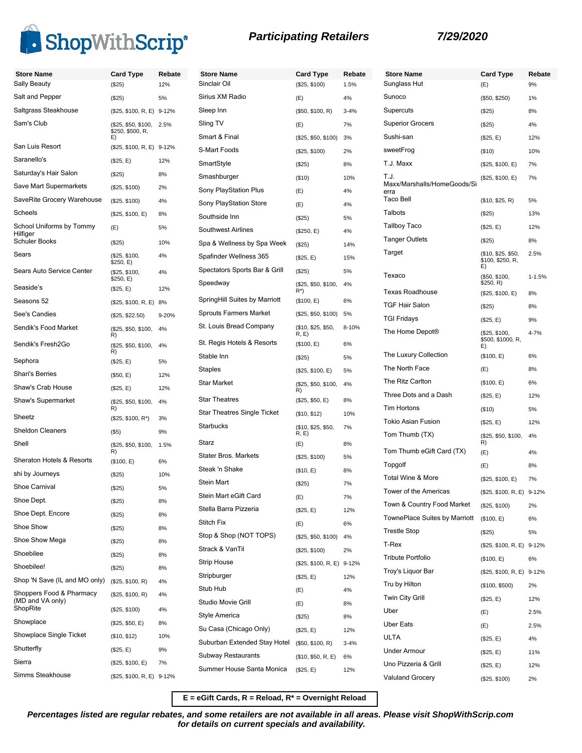# ShopWithScrip — Participating Retailers — 7/29/2020

| Store Name | Card Type | Rebate |
|---|---|---|
| Sally Beauty | ($25) | 12% |
| Salt and Pepper | ($25) | 5% |
| Saltgrass Steakhouse | ($25, $100, R, E) | 9-12% |
| Sam's Club | ($25, $50, $100, $250, $500, R, E) | 2.5% |
| San Luis Resort | ($25, $100, R, E) | 9-12% |
| Saranello's | ($25, E) | 12% |
| Saturday's Hair Salon | ($25) | 8% |
| Save Mart Supermarkets | ($25, $100) | 2% |
| SaveRite Grocery Warehouse | ($25, $100) | 4% |
| Scheels | ($25, $100, E) | 8% |
| School Uniforms by Tommy Hilfiger | (E) | 5% |
| Schuler Books | ($25) | 10% |
| Sears | ($25, $100, $250, E) | 4% |
| Sears Auto Service Center | ($25, $100, $250, E) | 4% |
| Seaside's | ($25, E) | 12% |
| Seasons 52 | ($25, $100, R, E) | 8% |
| See's Candies | ($25, $22.50) | 9-20% |
| Sendik's Food Market | ($25, $50, $100, R) | 4% |
| Sendik's Fresh2Go | ($25, $50, $100, R) | 4% |
| Sephora | ($25, E) | 5% |
| Shari's Berries | ($50, E) | 12% |
| Shaw's Crab House | ($25, E) | 12% |
| Shaw's Supermarket | ($25, $50, $100, R) | 4% |
| Sheetz | ($25, $100, R*) | 3% |
| Sheldon Cleaners | ($5) | 9% |
| Shell | ($25, $50, $100, R) | 1.5% |
| Sheraton Hotels & Resorts | ($100, E) | 6% |
| shi by Journeys | ($25) | 10% |
| Shoe Carnival | ($25) | 5% |
| Shoe Dept. | ($25) | 8% |
| Shoe Dept. Encore | ($25) | 8% |
| Shoe Show | ($25) | 8% |
| Shoe Show Mega | ($25) | 8% |
| Shoebilee | ($25) | 8% |
| Shoebilee! | ($25) | 8% |
| Shop 'N Save (IL and MO only) | ($25, $100, R) | 4% |
| Shoppers Food & Pharmacy (MD and VA only) | ($25, $100, R) | 4% |
| ShopRite | ($25, $100) | 4% |
| Showplace | ($25, $50, E) | 8% |
| Showplace Single Ticket | ($10, $12) | 10% |
| Shutterfly | ($25, E) | 9% |
| Sierra | ($25, $100, E) | 7% |
| Simms Steakhouse | ($25, $100, R, E) | 9-12% |
| Sinclair Oil | ($25, $100) | 1.5% |
| Sirius XM Radio | (E) | 4% |
| Sleep Inn | ($50, $100, R) | 3-4% |
| Sling TV | (E) | 7% |
| Smart & Final | ($25, $50, $100) | 3% |
| S-Mart Foods | ($25, $100) | 2% |
| SmartStyle | ($25) | 8% |
| Smashburger | ($10) | 10% |
| Sony PlayStation Plus | (E) | 4% |
| Sony PlayStation Store | (E) | 4% |
| Southside Inn | ($25) | 5% |
| Southwest Airlines | ($250, E) | 4% |
| Spa & Wellness by Spa Week | ($25) | 14% |
| Spafinder Wellness 365 | ($25, E) | 15% |
| Spectators Sports Bar & Grill | ($25) | 5% |
| Speedway | ($25, $50, $100, R*) | 4% |
| SpringHill Suites by Marriott | ($100, E) | 6% |
| Sprouts Farmers Market | ($25, $50, $100) | 5% |
| St. Louis Bread Company | ($10, $25, $50, R, E) | 8-10% |
| St. Regis Hotels & Resorts | ($100, E) | 6% |
| Stable Inn | ($25) | 5% |
| Staples | ($25, $100, E) | 5% |
| Star Market | ($25, $50, $100, R) | 4% |
| Star Theatres | ($25, $50, E) | 8% |
| Star Theatres Single Ticket | ($10, $12) | 10% |
| Starbucks | ($10, $25, $50, R, E) | 7% |
| Starz | (E) | 8% |
| Stater Bros. Markets | ($25, $100) | 5% |
| Steak 'n Shake | ($10, E) | 8% |
| Stein Mart | ($25) | 7% |
| Stein Mart eGift Card | (E) | 7% |
| Stella Barra Pizzeria | ($25, E) | 12% |
| Stitch Fix | (E) | 6% |
| Stop & Shop (NOT TOPS) | ($25, $50, $100) | 4% |
| Strack & VanTil | ($25, $100) | 2% |
| Strip House | ($25, $100, R, E) | 9-12% |
| Stripburger | ($25, E) | 12% |
| Stub Hub | (E) | 4% |
| Studio Movie Grill | (E) | 8% |
| Style America | ($25) | 8% |
| Su Casa (Chicago Only) | ($25, E) | 12% |
| Suburban Extended Stay Hotel | ($50, $100, R) | 3-4% |
| Subway Restaurants | ($10, $50, R, E) | 6% |
| Summer House Santa Monica | ($25, E) | 12% |
| Sunglass Hut | (E) | 9% |
| Sunoco | ($50, $250) | 1% |
| Supercuts | ($25) | 8% |
| Superior Grocers | ($25) | 4% |
| Sushi-san | ($25, E) | 12% |
| sweetFrog | ($10) | 10% |
| T.J. Maxx | ($25, $100, E) | 7% |
| T.J. Maxx/Marshalls/HomeGoods/Sierra | ($25, $100, E) | 7% |
| Taco Bell | ($10, $25, R) | 5% |
| Talbots | ($25) | 13% |
| Tallboy Taco | ($25, E) | 12% |
| Tanger Outlets | ($25) | 8% |
| Target | ($10, $25, $50, $100, $250, R, E) | 2.5% |
| Texaco | ($50, $100, $250, R) | 1-1.5% |
| Texas Roadhouse | ($25, $100, E) | 8% |
| TGF Hair Salon | ($25) | 8% |
| TGI Fridays | ($25, E) | 9% |
| The Home Depot® | ($25, $100, $500, $1000, R, E) | 4-7% |
| The Luxury Collection | ($100, E) | 6% |
| The North Face | (E) | 8% |
| The Ritz Carlton | ($100, E) | 6% |
| Three Dots and a Dash | ($25, E) | 12% |
| Tim Hortons | ($10) | 5% |
| Tokio Asian Fusion | ($25, E) | 12% |
| Tom Thumb (TX) | ($25, $50, $100, R) | 4% |
| Tom Thumb eGift Card (TX) | (E) | 4% |
| Topgolf | (E) | 8% |
| Total Wine & More | ($25, $100, E) | 7% |
| Tower of the Americas | ($25, $100, R, E) | 9-12% |
| Town & Country Food Market | ($25, $100) | 2% |
| TownePlace Suites by Marriott | ($100, E) | 6% |
| Trestle Stop | ($25) | 5% |
| T-Rex | ($25, $100, R, E) | 9-12% |
| Tribute Portfolio | ($100, E) | 6% |
| Troy's Liquor Bar | ($25, $100, R, E) | 9-12% |
| Tru by Hilton | ($100, $500) | 2% |
| Twin City Grill | ($25, E) | 12% |
| Uber | (E) | 2.5% |
| Uber Eats | (E) | 2.5% |
| ULTA | ($25, E) | 4% |
| Under Armour | ($25, E) | 11% |
| Uno Pizzeria & Grill | ($25, E) | 12% |
| Valuland Grocery | ($25, $100) | 2% |

**E = eGift Cards, R = Reload, R* = Overnight Reload**

***Percentages listed are regular rebates, and some retailers are not available in all areas. Please visit ShopWithScrip.com for details on current specials and availability.***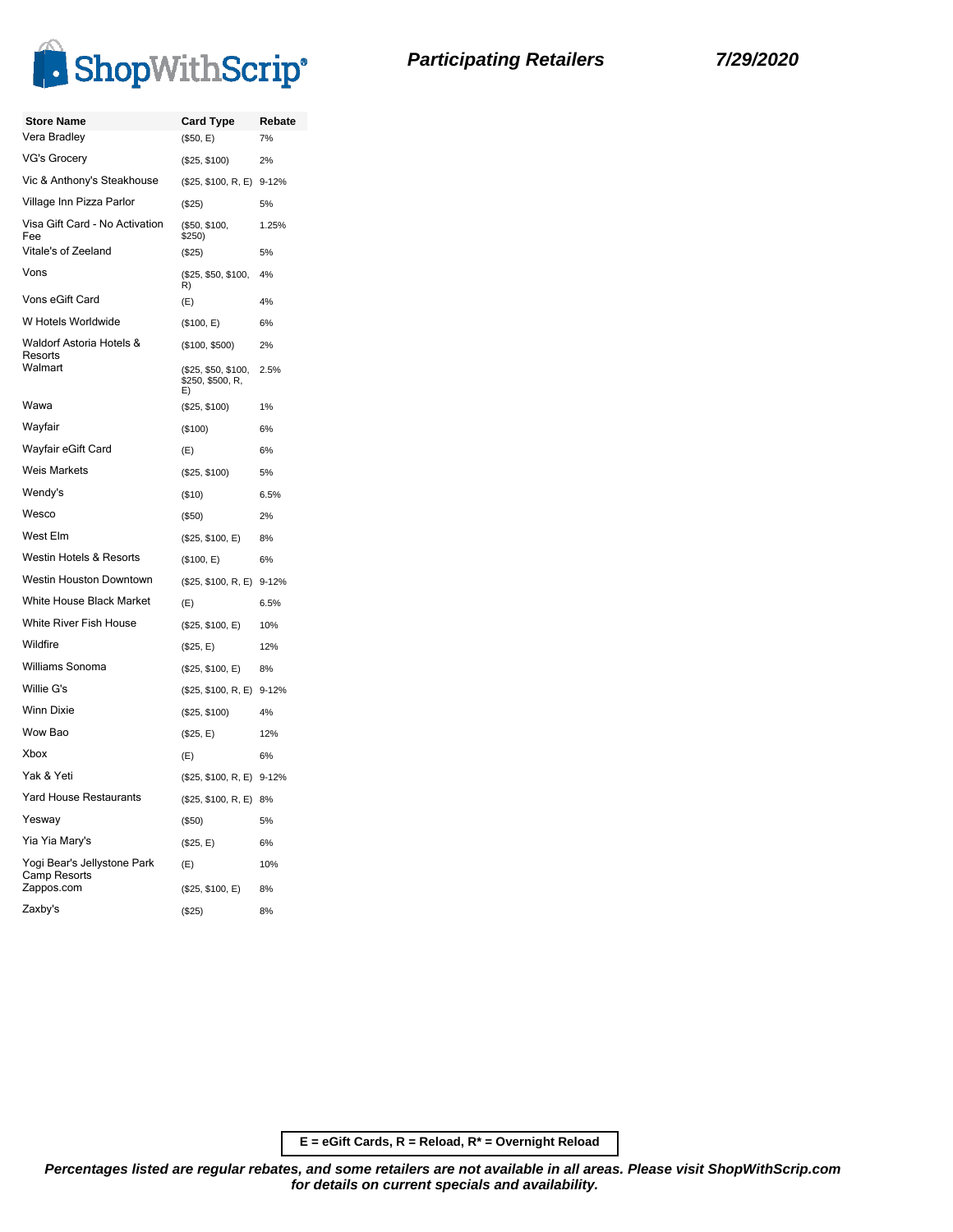| Store Name | Card Type | Rebate |
|---|---|---|
| Vera Bradley | ($50, E) | 7% |
| VG's Grocery | ($25, $100) | 2% |
| Vic & Anthony's Steakhouse | ($25, $100, R, E) | 9-12% |
| Village Inn Pizza Parlor | ($25) | 5% |
| Visa Gift Card - No Activation Fee | ($50, $100, $250) | 1.25% |
| Vitale's of Zeeland | ($25) | 5% |
| Vons | ($25, $50, $100, R) | 4% |
| Vons eGift Card | (E) | 4% |
| W Hotels Worldwide | ($100, E) | 6% |
| Waldorf Astoria Hotels & Resorts | ($100, $500) | 2% |
| Walmart | ($25, $50, $100, $250, $500, R, E) | 2.5% |
| Wawa | ($25, $100) | 1% |
| Wayfair | ($100) | 6% |
| Wayfair eGift Card | (E) | 6% |
| Weis Markets | ($25, $100) | 5% |
| Wendy's | ($10) | 6.5% |
| Wesco | ($50) | 2% |
| West Elm | ($25, $100, E) | 8% |
| Westin Hotels & Resorts | ($100, E) | 6% |
| Westin Houston Downtown | ($25, $100, R, E) | 9-12% |
| White House Black Market | (E) | 6.5% |
| White River Fish House | ($25, $100, E) | 10% |
| Wildfire | ($25, E) | 12% |
| Williams Sonoma | ($25, $100, E) | 8% |
| Willie G's | ($25, $100, R, E) | 9-12% |
| Winn Dixie | ($25, $100) | 4% |
| Wow Bao | ($25, E) | 12% |
| Xbox | (E) | 6% |
| Yak & Yeti | ($25, $100, R, E) | 9-12% |
| Yard House Restaurants | ($25, $100, R, E) | 8% |
| Yesway | ($50) | 5% |
| Yia Yia Mary's | ($25, E) | 6% |
| Yogi Bear's Jellystone Park Camp Resorts | (E) | 10% |
| Zappos.com | ($25, $100, E) | 8% |
| Zaxby's | ($25) | 8% |

**E = eGift Cards, R = Reload, R* = Overnight Reload**

***Percentages listed are regular rebates, and some retailers are not available in all areas. Please visit ShopWithScrip.com for details on current specials and availability.***